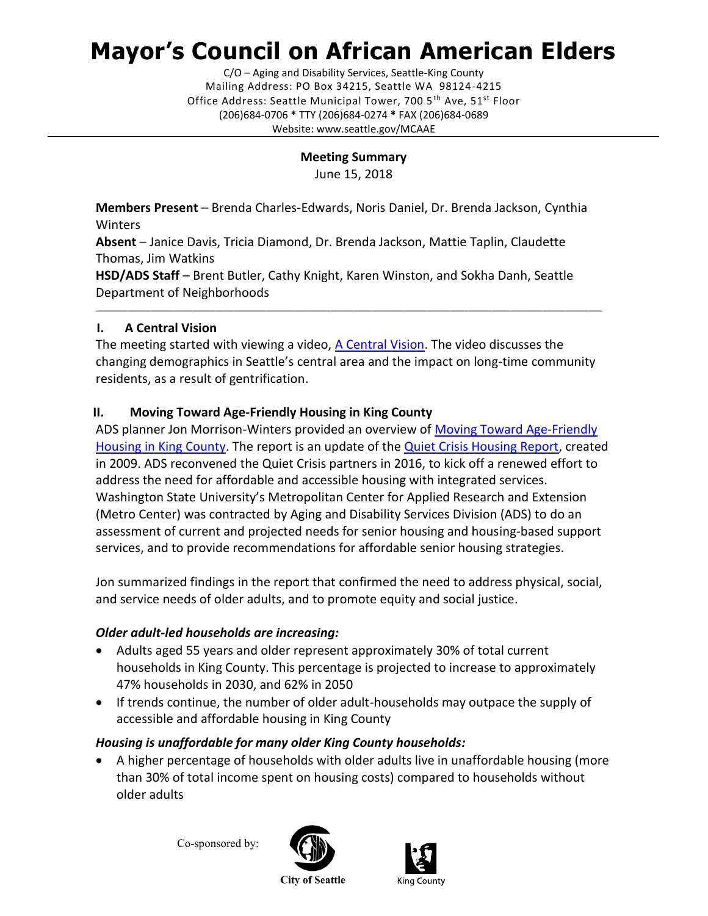# Mayor's Council on African American Elders

C/O – Aging and Disability Services, Seattle-King County
Mailing Address: PO Box 34215, Seattle WA 98124-4215
Office Address: Seattle Municipal Tower, 700 5th Ave, 51st Floor
(206)684-0706 * TTY (206)684-0274 * FAX (206)684-0689
Website: www.seattle.gov/MCAAE

---

**Meeting Summary**
June 15, 2018

**Members Present** – Brenda Charles-Edwards, Noris Daniel, Dr. Brenda Jackson, Cynthia Winters
**Absent** – Janice Davis, Tricia Diamond, Dr. Brenda Jackson, Mattie Taplin, Claudette Thomas, Jim Watkins
**HSD/ADS Staff** – Brent Butler, Cathy Knight, Karen Winston, and Sokha Danh, Seattle Department of Neighborhoods

---

## I. A Central Vision

The meeting started with viewing a video, A Central Vision. The video discusses the changing demographics in Seattle's central area and the impact on long-time community residents, as a result of gentrification.

## II. Moving Toward Age-Friendly Housing in King County

ADS planner Jon Morrison-Winters provided an overview of Moving Toward Age-Friendly Housing in King County. The report is an update of the Quiet Crisis Housing Report, created in 2009. ADS reconvened the Quiet Crisis partners in 2016, to kick off a renewed effort to address the need for affordable and accessible housing with integrated services. Washington State University's Metropolitan Center for Applied Research and Extension (Metro Center) was contracted by Aging and Disability Services Division (ADS) to do an assessment of current and projected needs for senior housing and housing-based support services, and to provide recommendations for affordable senior housing strategies.

Jon summarized findings in the report that confirmed the need to address physical, social, and service needs of older adults, and to promote equity and social justice.

***Older adult-led households are increasing:***

- Adults aged 55 years and older represent approximately 30% of total current households in King County. This percentage is projected to increase to approximately 47% households in 2030, and 62% in 2050
- If trends continue, the number of older adult-households may outpace the supply of accessible and affordable housing in King County

***Housing is unaffordable for many older King County households:***

- A higher percentage of households with older adults live in unaffordable housing (more than 30% of total income spent on housing costs) compared to households without older adults

Co-sponsored by: City of Seattle, King County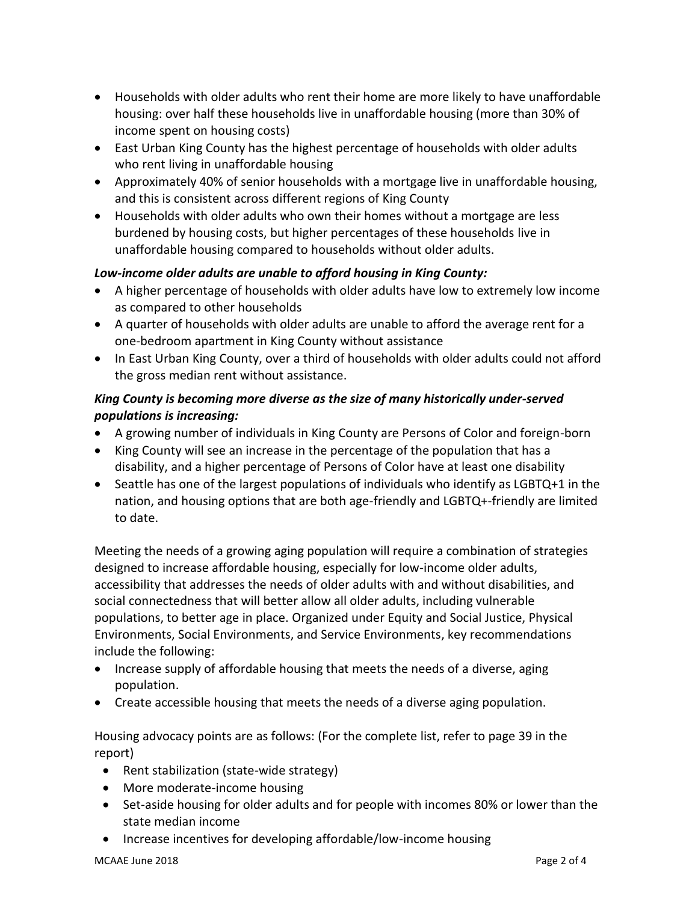- Households with older adults who rent their home are more likely to have unaffordable housing: over half these households live in unaffordable housing (more than 30% of income spent on housing costs)
- East Urban King County has the highest percentage of households with older adults who rent living in unaffordable housing
- Approximately 40% of senior households with a mortgage live in unaffordable housing, and this is consistent across different regions of King County
- Households with older adults who own their homes without a mortgage are less burdened by housing costs, but higher percentages of these households live in unaffordable housing compared to households without older adults.

***Low-income older adults are unable to afford housing in King County:***

- A higher percentage of households with older adults have low to extremely low income as compared to other households
- A quarter of households with older adults are unable to afford the average rent for a one-bedroom apartment in King County without assistance
- In East Urban King County, over a third of households with older adults could not afford the gross median rent without assistance.

***King County is becoming more diverse as the size of many historically under-served populations is increasing:***

- A growing number of individuals in King County are Persons of Color and foreign-born
- King County will see an increase in the percentage of the population that has a disability, and a higher percentage of Persons of Color have at least one disability
- Seattle has one of the largest populations of individuals who identify as LGBTQ+1 in the nation, and housing options that are both age-friendly and LGBTQ+-friendly are limited to date.

Meeting the needs of a growing aging population will require a combination of strategies designed to increase affordable housing, especially for low-income older adults, accessibility that addresses the needs of older adults with and without disabilities, and social connectedness that will better allow all older adults, including vulnerable populations, to better age in place. Organized under Equity and Social Justice, Physical Environments, Social Environments, and Service Environments, key recommendations include the following:

- Increase supply of affordable housing that meets the needs of a diverse, aging population.
- Create accessible housing that meets the needs of a diverse aging population.

Housing advocacy points are as follows: (For the complete list, refer to page 39 in the report)

- Rent stabilization (state-wide strategy)
- More moderate-income housing
- Set-aside housing for older adults and for people with incomes 80% or lower than the state median income
- Increase incentives for developing affordable/low-income housing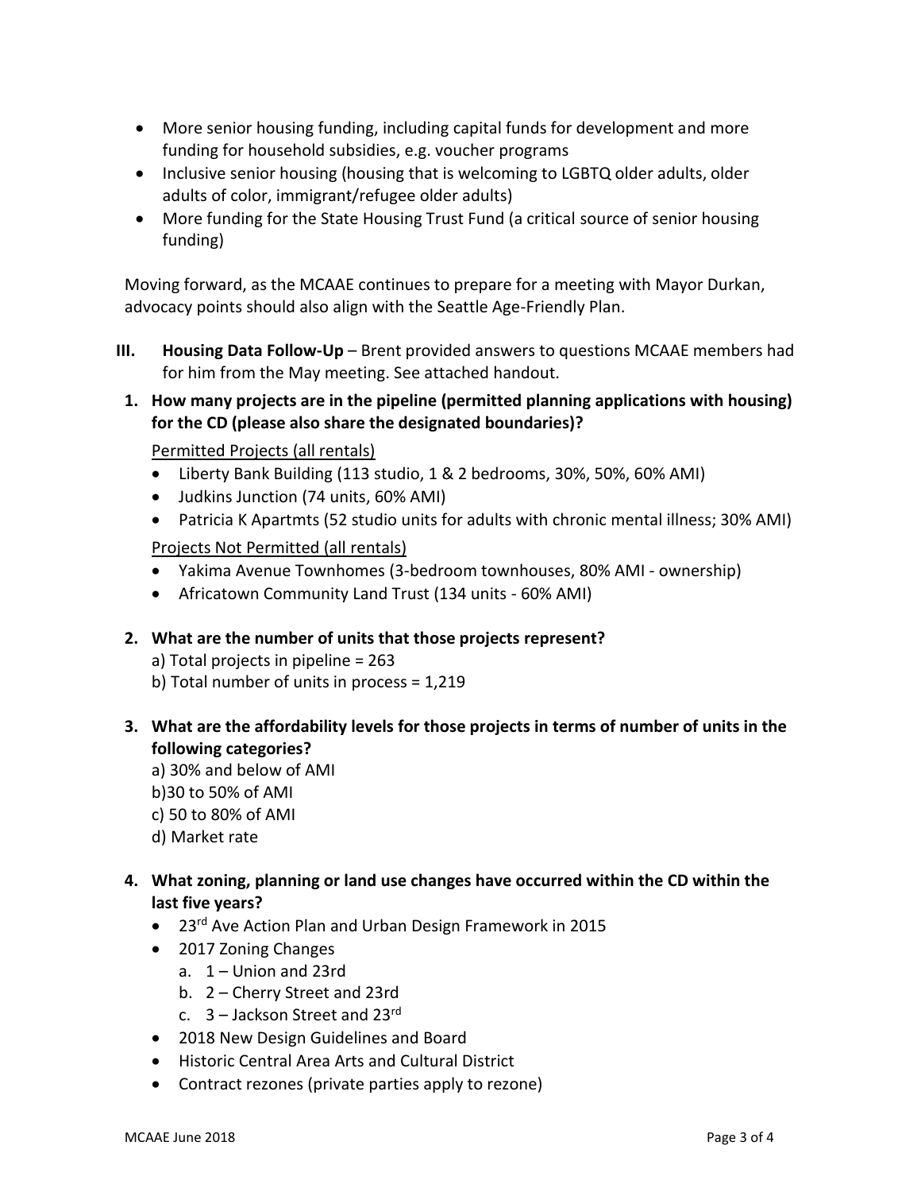- More senior housing funding, including capital funds for development and more funding for household subsidies, e.g. voucher programs
- Inclusive senior housing (housing that is welcoming to LGBTQ older adults, older adults of color, immigrant/refugee older adults)
- More funding for the State Housing Trust Fund (a critical source of senior housing funding)

Moving forward, as the MCAAE continues to prepare for a meeting with Mayor Durkan, advocacy points should also align with the Seattle Age-Friendly Plan.

III. **Housing Data Follow-Up** – Brent provided answers to questions MCAAE members had for him from the May meeting. See attached handout.

1. **How many projects are in the pipeline (permitted planning applications with housing) for the CD (please also share the designated boundaries)?**

   Permitted Projects (all rentals)
   - Liberty Bank Building (113 studio, 1 & 2 bedrooms, 30%, 50%, 60% AMI)
   - Judkins Junction (74 units, 60% AMI)
   - Patricia K Apartmts (52 studio units for adults with chronic mental illness; 30% AMI)

   Projects Not Permitted (all rentals)
   - Yakima Avenue Townhomes (3-bedroom townhouses, 80% AMI - ownership)
   - Africatown Community Land Trust (134 units - 60% AMI)

2. **What are the number of units that those projects represent?**

   a) Total projects in pipeline = 263
   b) Total number of units in process = 1,219

3. **What are the affordability levels for those projects in terms of number of units in the following categories?**

   a) 30% and below of AMI
   b)30 to 50% of AMI
   c) 50 to 80% of AMI
   d) Market rate

4. **What zoning, planning or land use changes have occurred within the CD within the last five years?**
   - 23rd Ave Action Plan and Urban Design Framework in 2015
   - 2017 Zoning Changes
     a. 1 – Union and 23rd
     b. 2 – Cherry Street and 23rd
     c. 3 – Jackson Street and 23rd
   - 2018 New Design Guidelines and Board
   - Historic Central Area Arts and Cultural District
   - Contract rezones (private parties apply to rezone)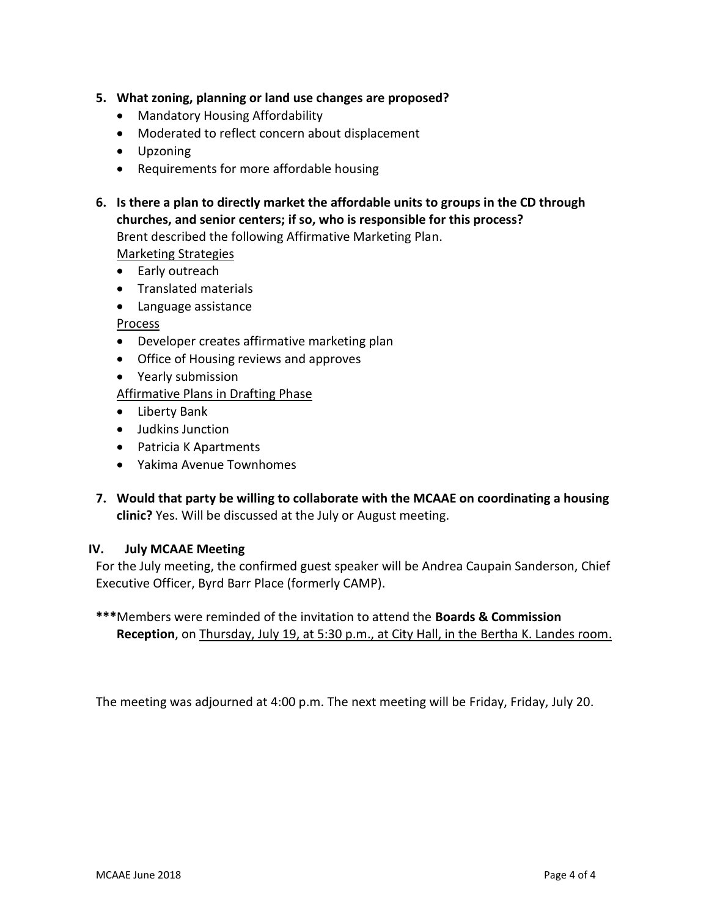5. **What zoning, planning or land use changes are proposed?**
   - Mandatory Housing Affordability
   - Moderated to reflect concern about displacement
   - Upzoning
   - Requirements for more affordable housing

6. **Is there a plan to directly market the affordable units to groups in the CD through churches, and senior centers; if so, who is responsible for this process?**
   Brent described the following Affirmative Marketing Plan.
   <u>Marketing Strategies</u>
   - Early outreach
   - Translated materials
   - Language assistance

   <u>Process</u>
   - Developer creates affirmative marketing plan
   - Office of Housing reviews and approves
   - Yearly submission

   <u>Affirmative Plans in Drafting Phase</u>
   - Liberty Bank
   - Judkins Junction
   - Patricia K Apartments
   - Yakima Avenue Townhomes

7. **Would that party be willing to collaborate with the MCAAE on coordinating a housing clinic?** Yes. Will be discussed at the July or August meeting.

## IV. July MCAAE Meeting

For the July meeting, the confirmed guest speaker will be Andrea Caupain Sanderson, Chief Executive Officer, Byrd Barr Place (formerly CAMP).

**\*\*\***Members were reminded of the invitation to attend the **Boards & Commission Reception**, on <u>Thursday, July 19, at 5:30 p.m., at City Hall, in the Bertha K. Landes room.</u>

The meeting was adjourned at 4:00 p.m. The next meeting will be Friday, Friday, July 20.